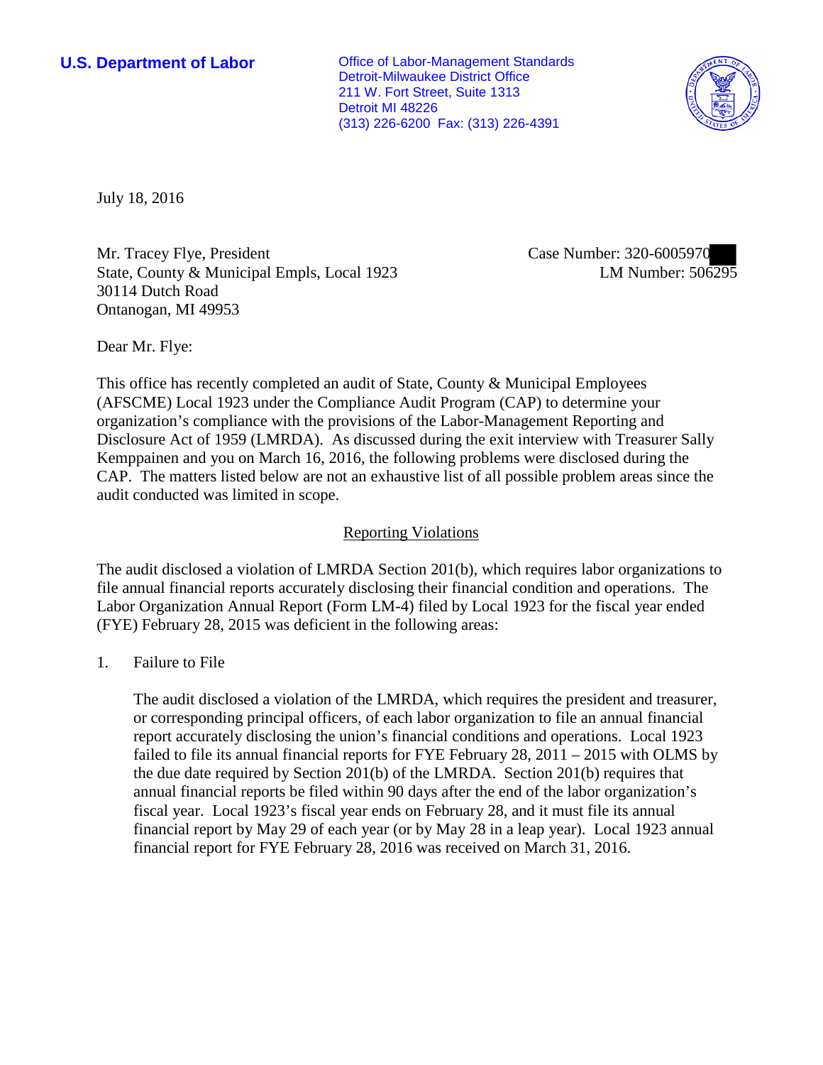**U.S. Department of Labor**

Office of Labor-Management Standards
Detroit-Milwaukee District Office
211 W. Fort Street, Suite 1313
Detroit MI 48226
(313) 226-6200 Fax: (313) 226-4391

July 18, 2016

Mr. Tracey Flye, President
State, County & Municipal Empls, Local 1923
30114 Dutch Road
Ontanogan, MI 49953

Case Number: 320-6005970
LM Number: 506295

Dear Mr. Flye:

This office has recently completed an audit of State, County & Municipal Employees (AFSCME) Local 1923 under the Compliance Audit Program (CAP) to determine your organization's compliance with the provisions of the Labor-Management Reporting and Disclosure Act of 1959 (LMRDA). As discussed during the exit interview with Treasurer Sally Kemppainen and you on March 16, 2016, the following problems were disclosed during the CAP. The matters listed below are not an exhaustive list of all possible problem areas since the audit conducted was limited in scope.

## Reporting Violations

The audit disclosed a violation of LMRDA Section 201(b), which requires labor organizations to file annual financial reports accurately disclosing their financial condition and operations. The Labor Organization Annual Report (Form LM-4) filed by Local 1923 for the fiscal year ended (FYE) February 28, 2015 was deficient in the following areas:

1. Failure to File

   The audit disclosed a violation of the LMRDA, which requires the president and treasurer, or corresponding principal officers, of each labor organization to file an annual financial report accurately disclosing the union's financial conditions and operations. Local 1923 failed to file its annual financial reports for FYE February 28, 2011 – 2015 with OLMS by the due date required by Section 201(b) of the LMRDA. Section 201(b) requires that annual financial reports be filed within 90 days after the end of the labor organization's fiscal year. Local 1923's fiscal year ends on February 28, and it must file its annual financial report by May 29 of each year (or by May 28 in a leap year). Local 1923 annual financial report for FYE February 28, 2016 was received on March 31, 2016.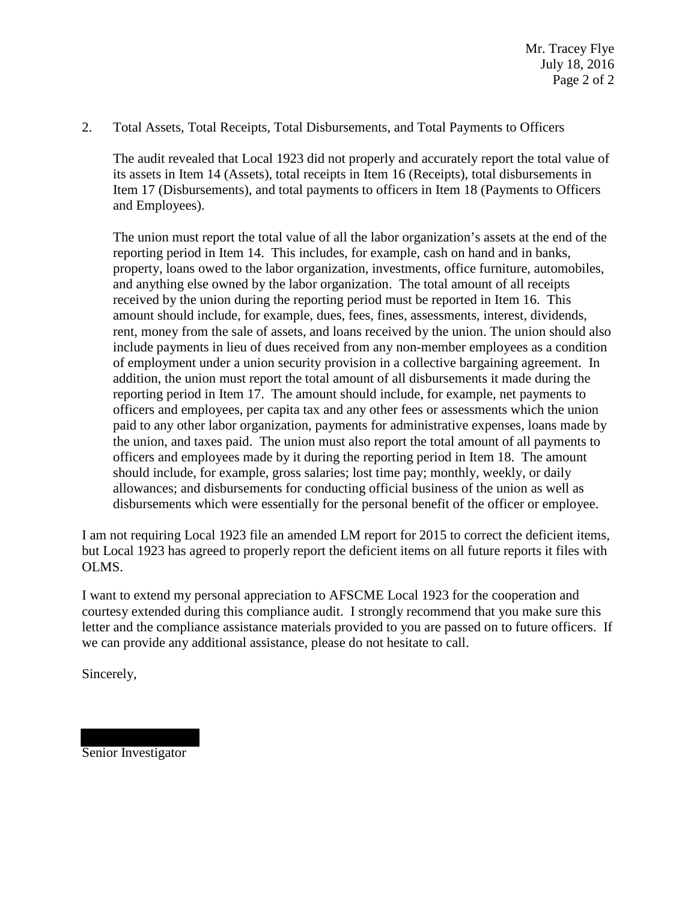2. Total Assets, Total Receipts, Total Disbursements, and Total Payments to Officers

   The audit revealed that Local 1923 did not properly and accurately report the total value of its assets in Item 14 (Assets), total receipts in Item 16 (Receipts), total disbursements in Item 17 (Disbursements), and total payments to officers in Item 18 (Payments to Officers and Employees).

   The union must report the total value of all the labor organization's assets at the end of the reporting period in Item 14. This includes, for example, cash on hand and in banks, property, loans owed to the labor organization, investments, office furniture, automobiles, and anything else owned by the labor organization. The total amount of all receipts received by the union during the reporting period must be reported in Item 16. This amount should include, for example, dues, fees, fines, assessments, interest, dividends, rent, money from the sale of assets, and loans received by the union. The union should also include payments in lieu of dues received from any non-member employees as a condition of employment under a union security provision in a collective bargaining agreement. In addition, the union must report the total amount of all disbursements it made during the reporting period in Item 17. The amount should include, for example, net payments to officers and employees, per capita tax and any other fees or assessments which the union paid to any other labor organization, payments for administrative expenses, loans made by the union, and taxes paid. The union must also report the total amount of all payments to officers and employees made by it during the reporting period in Item 18. The amount should include, for example, gross salaries; lost time pay; monthly, weekly, or daily allowances; and disbursements for conducting official business of the union as well as disbursements which were essentially for the personal benefit of the officer or employee.

I am not requiring Local 1923 file an amended LM report for 2015 to correct the deficient items, but Local 1923 has agreed to properly report the deficient items on all future reports it files with OLMS.

I want to extend my personal appreciation to AFSCME Local 1923 for the cooperation and courtesy extended during this compliance audit. I strongly recommend that you make sure this letter and the compliance assistance materials provided to you are passed on to future officers. If we can provide any additional assistance, please do not hesitate to call.

Sincerely,

Senior Investigator